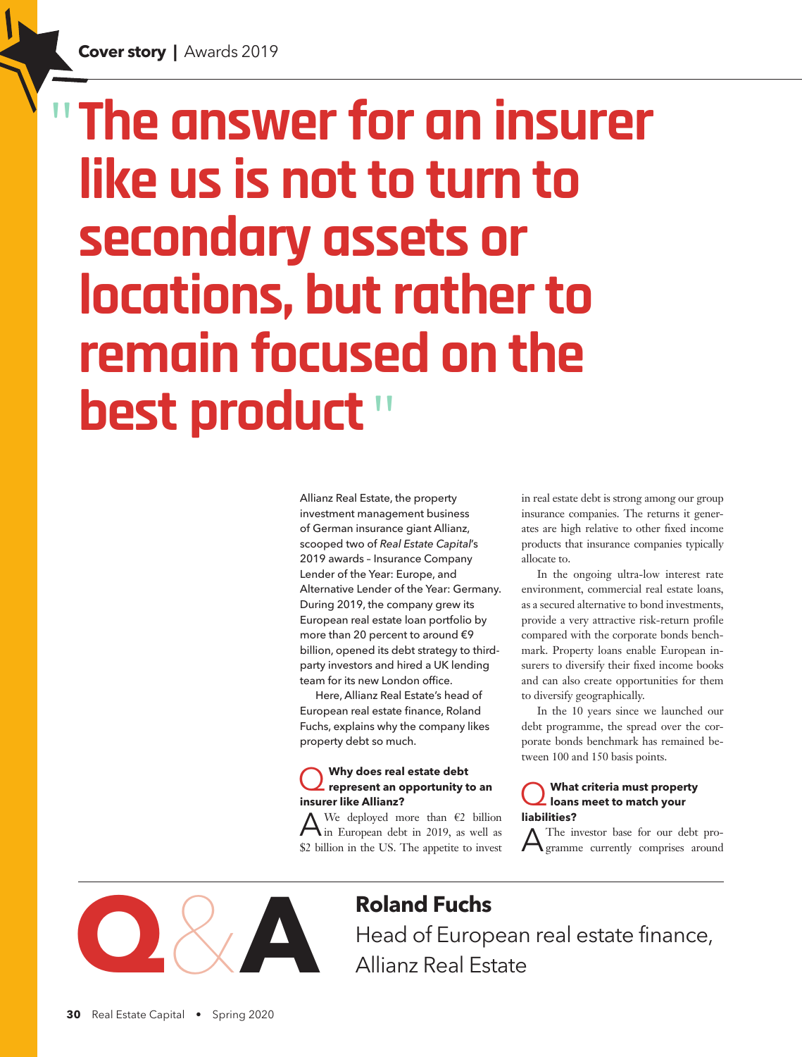# "The answer for an insurer like us is not to turn to secondary assets or locations, but rather to remain focused on the best product"

## Q&A

**Roland Fuchs**
Head of European real estate finance, Allianz Real Estate

Allianz Real Estate, the property investment management business of German insurance giant Allianz, scooped two of *Real Estate Capital*'s 2019 awards – Insurance Company Lender of the Year: Europe, and Alternative Lender of the Year: Germany. During 2019, the company grew its European real estate loan portfolio by more than 20 percent to around €9 billion, opened its debt strategy to third-party investors and hired a UK lending team for its new London office.

Here, Allianz Real Estate's head of European real estate finance, Roland Fuchs, explains why the company likes property debt so much.

**Q Why does real estate debt represent an opportunity to an insurer like Allianz?**

**A** We deployed more than €2 billion in European debt in 2019, as well as $2 billion in the US. The appetite to invest in real estate debt is strong among our group insurance companies. The returns it generates are high relative to other fixed income products that insurance companies typically allocate to.

In the ongoing ultra-low interest rate environment, commercial real estate loans, as a secured alternative to bond investments, provide a very attractive risk-return profile compared with the corporate bonds benchmark. Property loans enable European insurers to diversify their fixed income books and can also create opportunities for them to diversify geographically.

In the 10 years since we launched our debt programme, the spread over the corporate bonds benchmark has remained between 100 and 150 basis points.

**Q What criteria must property loans meet to match your liabilities?**

**A** The investor base for our debt programme currently comprises around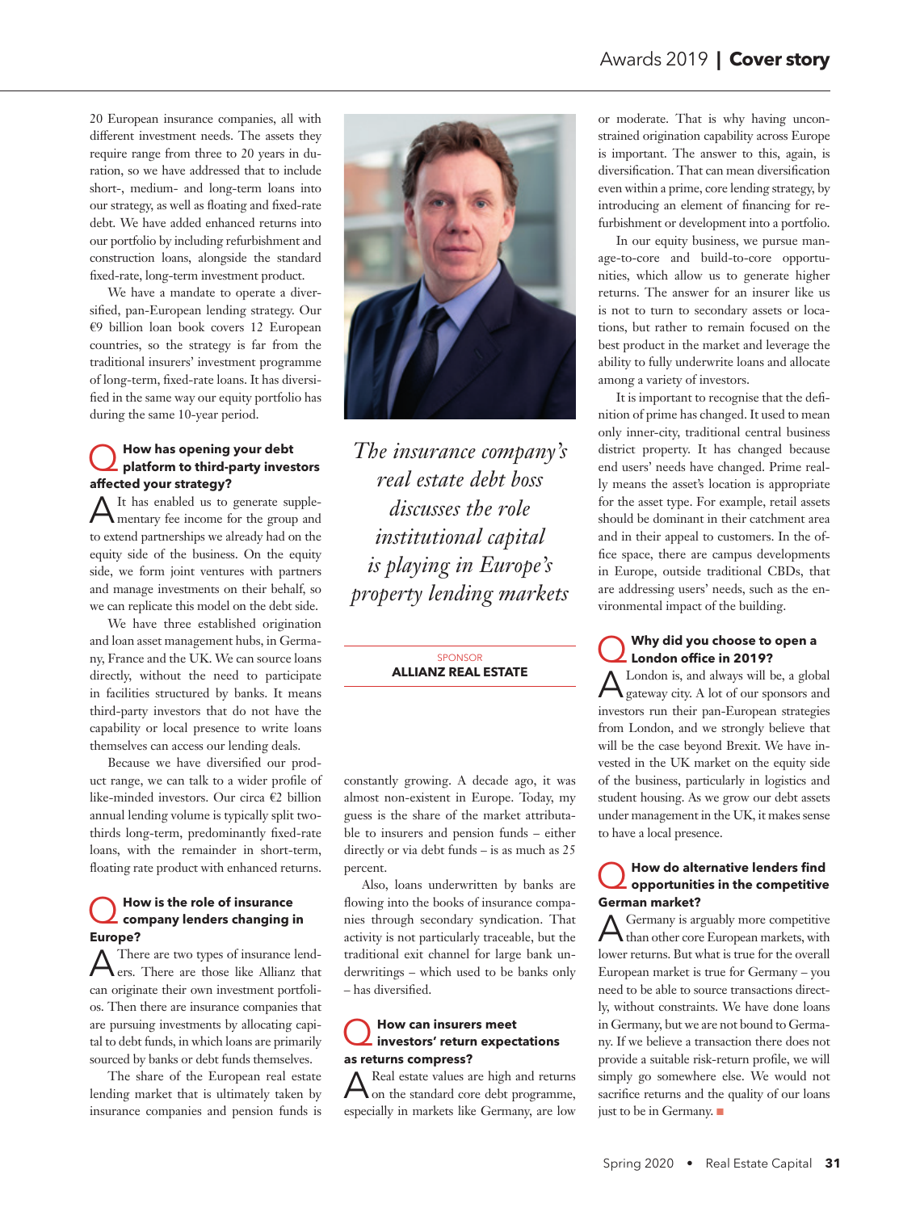20 European insurance companies, all with different investment needs. The assets they require range from three to 20 years in duration, so we have addressed that to include short-, medium- and long-term loans into our strategy, as well as floating and fixed-rate debt. We have added enhanced returns into our portfolio by including refurbishment and construction loans, alongside the standard fixed-rate, long-term investment product.

We have a mandate to operate a diversified, pan-European lending strategy. Our €9 billion loan book covers 12 European countries, so the strategy is far from the traditional insurers' investment programme of long-term, fixed-rate loans. It has diversified in the same way our equity portfolio has during the same 10-year period.

**Q How has opening your debt platform to third-party investors affected your strategy?**

**A** It has enabled us to generate supplementary fee income for the group and to extend partnerships we already had on the equity side of the business. On the equity side, we form joint ventures with partners and manage investments on their behalf, so we can replicate this model on the debt side.

We have three established origination and loan asset management hubs, in Germany, France and the UK. We can source loans directly, without the need to participate in facilities structured by banks. It means third-party investors that do not have the capability or local presence to write loans themselves can access our lending deals.

Because we have diversified our product range, we can talk to a wider profile of like-minded investors. Our circa €2 billion annual lending volume is typically split two-thirds long-term, predominantly fixed-rate loans, with the remainder in short-term, floating rate product with enhanced returns.

**Q How is the role of insurance company lenders changing in Europe?**

**A** There are two types of insurance lenders. There are those like Allianz that can originate their own investment portfolios. Then there are insurance companies that are pursuing investments by allocating capital to debt funds, in which loans are primarily sourced by banks or debt funds themselves.

The share of the European real estate lending market that is ultimately taken by insurance companies and pension funds is constantly growing. A decade ago, it was almost non-existent in Europe. Today, my guess is the share of the market attributable to insurers and pension funds – either directly or via debt funds – is as much as 25 percent.

Also, loans underwritten by banks are flowing into the books of insurance companies through secondary syndication. That activity is not particularly traceable, but the traditional exit channel for large bank underwritings – which used to be banks only – has diversified.

*The insurance company's real estate debt boss discusses the role institutional capital is playing in Europe's property lending markets*

SPONSOR
**ALLIANZ REAL ESTATE**

**Q How can insurers meet investors' return expectations as returns compress?**

**A** Real estate values are high and returns on the standard core debt programme, especially in markets like Germany, are low or moderate. That is why having unconstrained origination capability across Europe is important. The answer to this, again, is diversification. That can mean diversification even within a prime, core lending strategy, by introducing an element of financing for refurbishment or development into a portfolio.

In our equity business, we pursue manage-to-core and build-to-core opportunities, which allow us to generate higher returns. The answer for an insurer like us is not to turn to secondary assets or locations, but rather to remain focused on the best product in the market and leverage the ability to fully underwrite loans and allocate among a variety of investors.

It is important to recognise that the definition of prime has changed. It used to mean only inner-city, traditional central business district property. It has changed because end users' needs have changed. Prime really means the asset's location is appropriate for the asset type. For example, retail assets should be dominant in their catchment area and in their appeal to customers. In the office space, there are campus developments in Europe, outside traditional CBDs, that are addressing users' needs, such as the environmental impact of the building.

**Q Why did you choose to open a London office in 2019?**

**A** London is, and always will be, a global gateway city. A lot of our sponsors and investors run their pan-European strategies from London, and we strongly believe that will be the case beyond Brexit. We have invested in the UK market on the equity side of the business, particularly in logistics and student housing. As we grow our debt assets under management in the UK, it makes sense to have a local presence.

**Q How do alternative lenders find opportunities in the competitive German market?**

**A** Germany is arguably more competitive than other core European markets, with lower returns. But what is true for the overall European market is true for Germany – you need to be able to source transactions directly, without constraints. We have done loans in Germany, but we are not bound to Germany. If we believe a transaction there does not provide a suitable risk-return profile, we will simply go somewhere else. We would not sacrifice returns and the quality of our loans just to be in Germany. ■